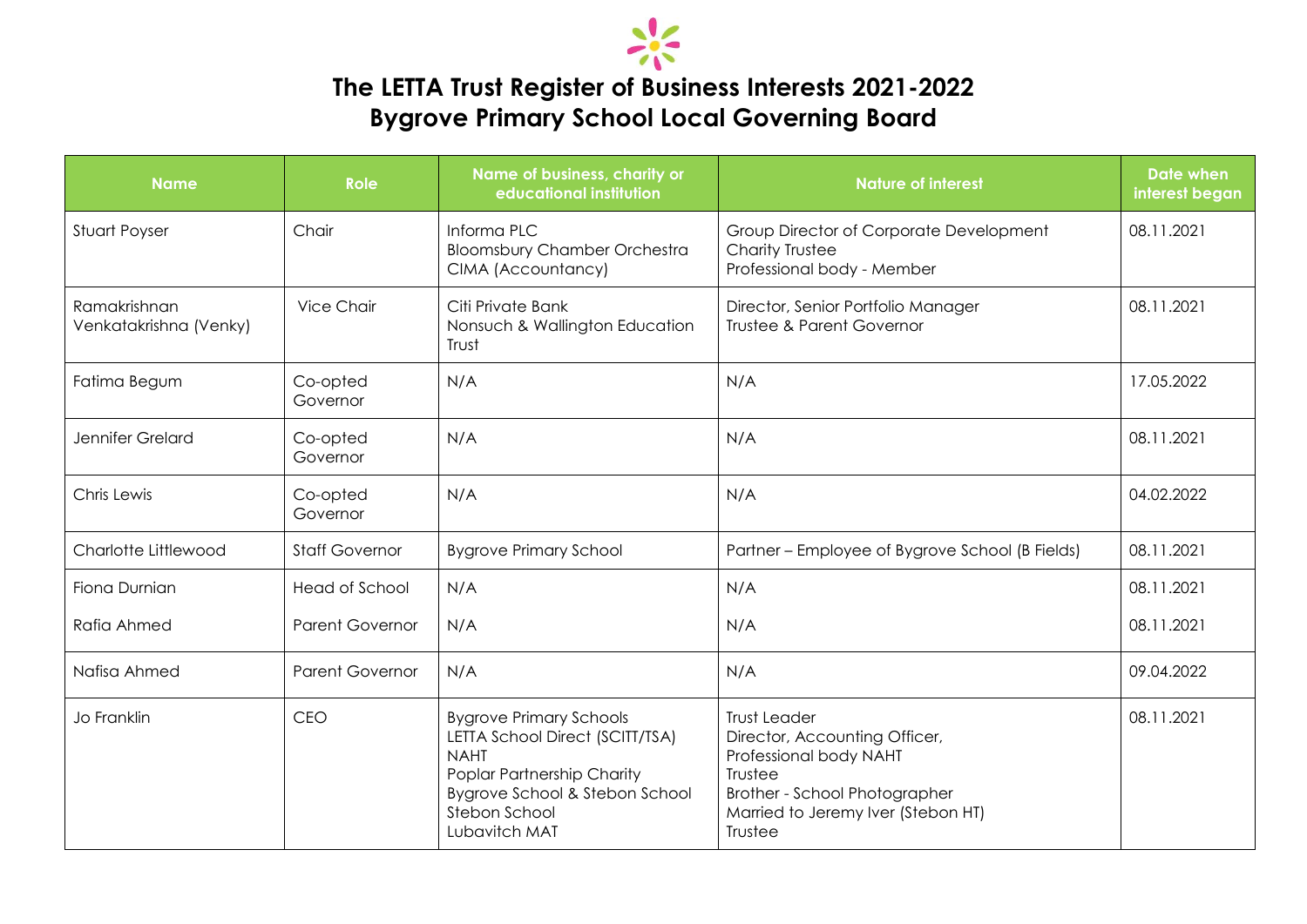# The LETTA Trust Register of Business Interests 2021-2022
## Bygrove Primary School Local Governing Board

| Name | Role | Name of business, charity or educational institution | Nature of interest | Date when interest began |
| --- | --- | --- | --- | --- |
| Stuart Poyser | Chair | Informa PLC<br>Bloomsbury Chamber Orchestra<br>CIMA (Accountancy) | Group Director of Corporate Development<br>Charity Trustee<br>Professional body - Member | 08.11.2021 |
| Ramakrishnan Venkatakrishna (Venky) | Vice Chair | Citi Private Bank<br>Nonsuch & Wallington Education Trust | Director, Senior Portfolio Manager<br>Trustee & Parent Governor | 08.11.2021 |
| Fatima Begum | Co-opted Governor | N/A | N/A | 17.05.2022 |
| Jennifer Grelard | Co-opted Governor | N/A | N/A | 08.11.2021 |
| Chris Lewis | Co-opted Governor | N/A | N/A | 04.02.2022 |
| Charlotte Littlewood | Staff Governor | Bygrove Primary School | Partner – Employee of Bygrove School (B Fields) | 08.11.2021 |
| Fiona Durnian | Head of School | N/A | N/A | 08.11.2021 |
| Rafia Ahmed | Parent Governor | N/A | N/A | 08.11.2021 |
| Nafisa Ahmed | Parent Governor | N/A | N/A | 09.04.2022 |
| Jo Franklin | CEO | Bygrove Primary Schools<br>LETTA School Direct (SCITT/TSA)<br>NAHT<br>Poplar Partnership Charity<br>Bygrove School & Stebon School<br>Stebon School<br>Lubavitch MAT | Trust Leader<br>Director, Accounting Officer,<br>Professional body NAHT<br>Trustee<br>Brother - School Photographer<br>Married to Jeremy Iver (Stebon HT)<br>Trustee | 08.11.2021 |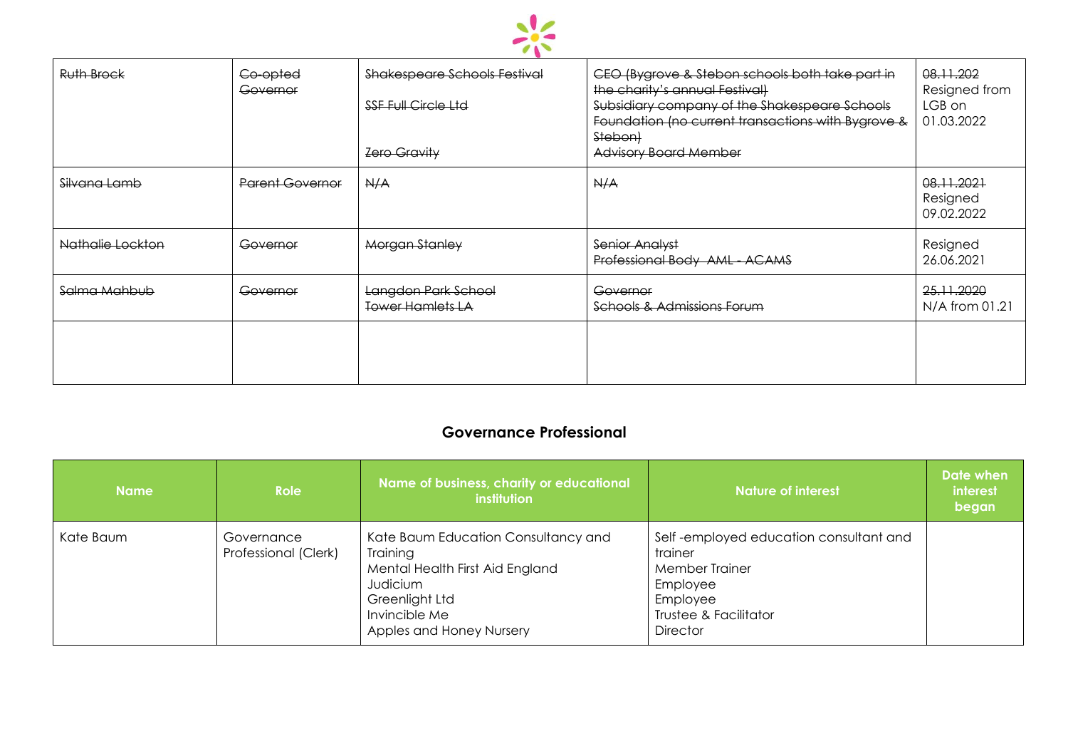| | | | | |
|---|---|---|---|---|
| ~~Ruth Brock~~ | ~~Co-opted Governor~~ | ~~Shakespeare Schools Festival~~<br><br>~~SSF Full Circle Ltd~~<br><br>~~Zero Gravity~~ | ~~CEO (Bygrove & Stebon schools both take part in the charity's annual Festival)~~<br>~~Subsidiary company of the Shakespeare Schools Foundation (no current transactions with Bygrove & Stebon)~~<br>~~Advisory Board Member~~ | ~~08.11.202~~<br>Resigned from LGB on 01.03.2022 |
| ~~Silvana Lamb~~ | ~~Parent Governor~~ | ~~N/A~~ | ~~N/A~~ | ~~08.11.2021~~<br>Resigned 09.02.2022 |
| ~~Nathalie Lockton~~ | ~~Governor~~ | ~~Morgan Stanley~~ | ~~Senior Analyst~~<br>~~Professional Body AML - ACAMS~~ | Resigned 26.06.2021 |
| ~~Salma Mahbub~~ | ~~Governor~~ | ~~Langdon Park School~~<br>~~Tower Hamlets LA~~ | ~~Governor~~<br>~~Schools & Admissions Forum~~ | ~~25.11.2020~~<br>N/A from 01.21 |
| | | | | |

## Governance Professional

| Name | Role | Name of business, charity or educational institution | Nature of interest | Date when interest began |
|---|---|---|---|---|
| Kate Baum | Governance Professional (Clerk) | Kate Baum Education Consultancy and Training<br>Mental Health First Aid England<br>Judicium<br>Greenlight Ltd<br>Invincible Me<br>Apples and Honey Nursery | Self -employed education consultant and trainer<br>Member Trainer<br>Employee<br>Employee<br>Trustee & Facilitator<br>Director | |